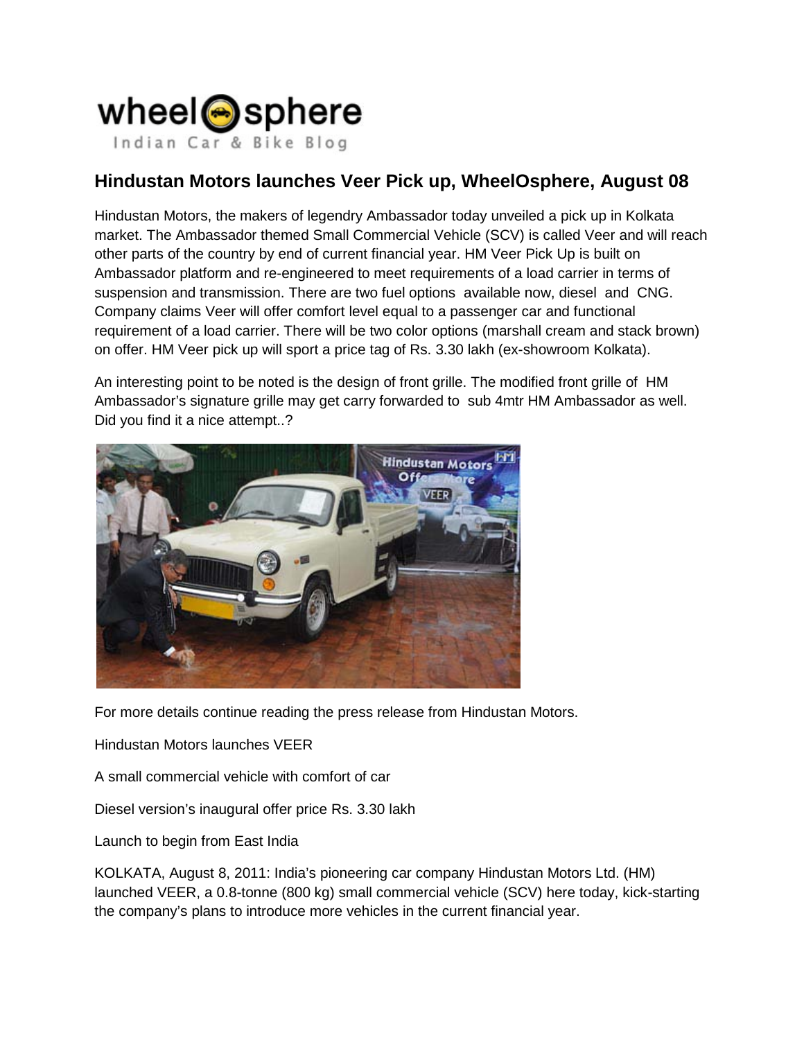wheelOsphere

Indian Car & Bike Blog

## Hindustan Motors launches Veer Pick up, WheelOsphere, August 08

Hindustan Motors, the makers of legendry Ambassador today unveiled a pick up in Kolkata market. The Ambassador themed Small Commercial Vehicle (SCV) is called Veer and will reach other parts of the country by end of current financial year. HM Veer Pick Up is built on Ambassador platform and re-engineered to meet requirements of a load carrier in terms of suspension and transmission. There are two fuel options available now, diesel and CNG. Company claims Veer will offer comfort level equal to a passenger car and functional requirement of a load carrier. There will be two color options (marshall cream and stack brown) on offer. HM Veer pick up will sport a price tag of Rs. 3.30 lakh (ex-showroom Kolkata).

An interesting point to be noted is the design of front grille. The modified front grille of HM Ambassador's signature grille may get carry forwarded to sub 4mtr HM Ambassador as well. Did you find it a nice attempt..?

For more details continue reading the press release from Hindustan Motors.

Hindustan Motors launches VEER

A small commercial vehicle with comfort of car

Diesel version's inaugural offer price Rs. 3.30 lakh

Launch to begin from East India

KOLKATA, August 8, 2011: India's pioneering car company Hindustan Motors Ltd. (HM) launched VEER, a 0.8-tonne (800 kg) small commercial vehicle (SCV) here today, kick-starting the company's plans to introduce more vehicles in the current financial year.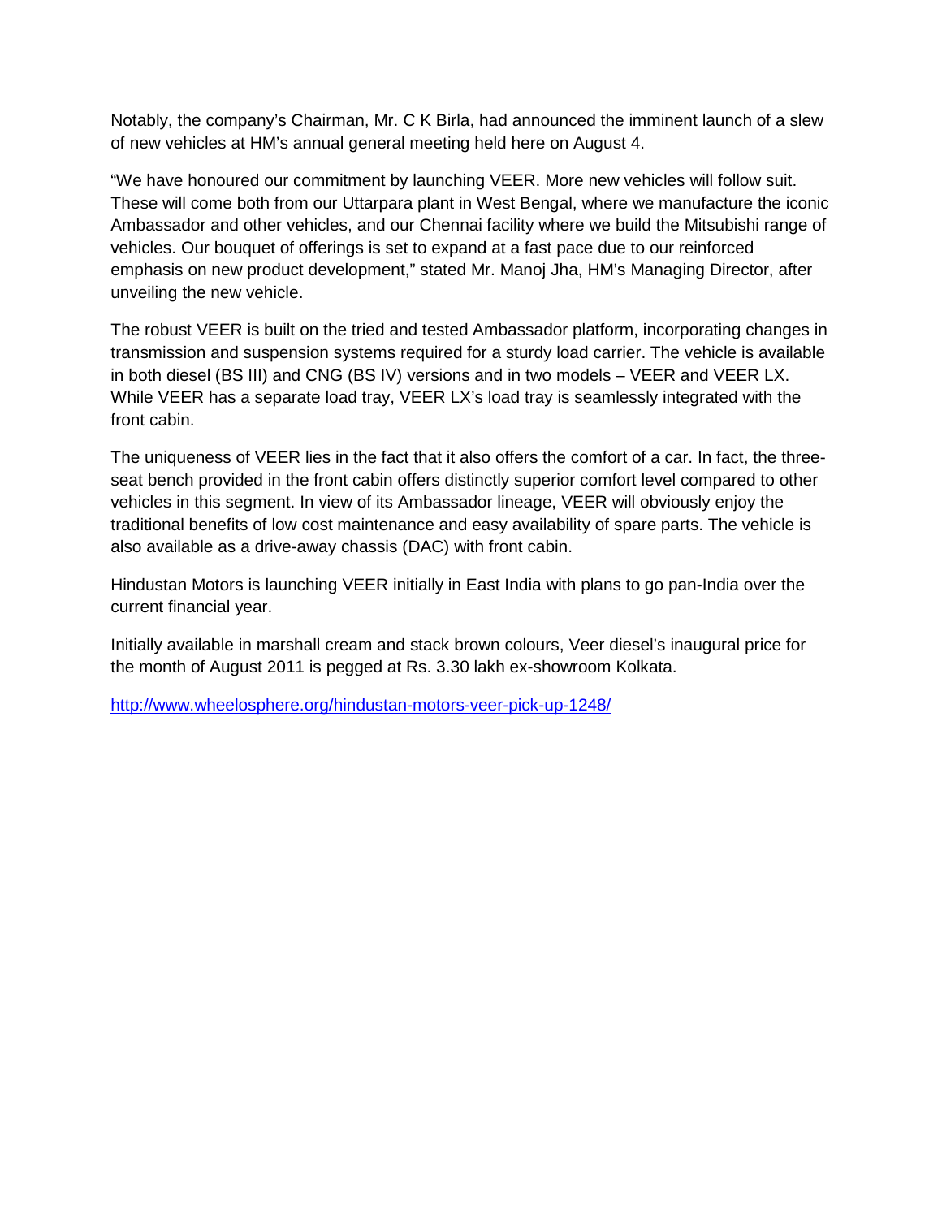Notably, the company's Chairman, Mr. C K Birla, had announced the imminent launch of a slew of new vehicles at HM's annual general meeting held here on August 4.

"We have honoured our commitment by launching VEER. More new vehicles will follow suit. These will come both from our Uttarpara plant in West Bengal, where we manufacture the iconic Ambassador and other vehicles, and our Chennai facility where we build the Mitsubishi range of vehicles. Our bouquet of offerings is set to expand at a fast pace due to our reinforced emphasis on new product development," stated Mr. Manoj Jha, HM's Managing Director, after unveiling the new vehicle.

The robust VEER is built on the tried and tested Ambassador platform, incorporating changes in transmission and suspension systems required for a sturdy load carrier. The vehicle is available in both diesel (BS III) and CNG (BS IV) versions and in two models – VEER and VEER LX. While VEER has a separate load tray, VEER LX's load tray is seamlessly integrated with the front cabin.

The uniqueness of VEER lies in the fact that it also offers the comfort of a car. In fact, the three-seat bench provided in the front cabin offers distinctly superior comfort level compared to other vehicles in this segment. In view of its Ambassador lineage, VEER will obviously enjoy the traditional benefits of low cost maintenance and easy availability of spare parts. The vehicle is also available as a drive-away chassis (DAC) with front cabin.

Hindustan Motors is launching VEER initially in East India with plans to go pan-India over the current financial year.

Initially available in marshall cream and stack brown colours, Veer diesel's inaugural price for the month of August 2011 is pegged at Rs. 3.30 lakh ex-showroom Kolkata.

http://www.wheelosphere.org/hindustan-motors-veer-pick-up-1248/